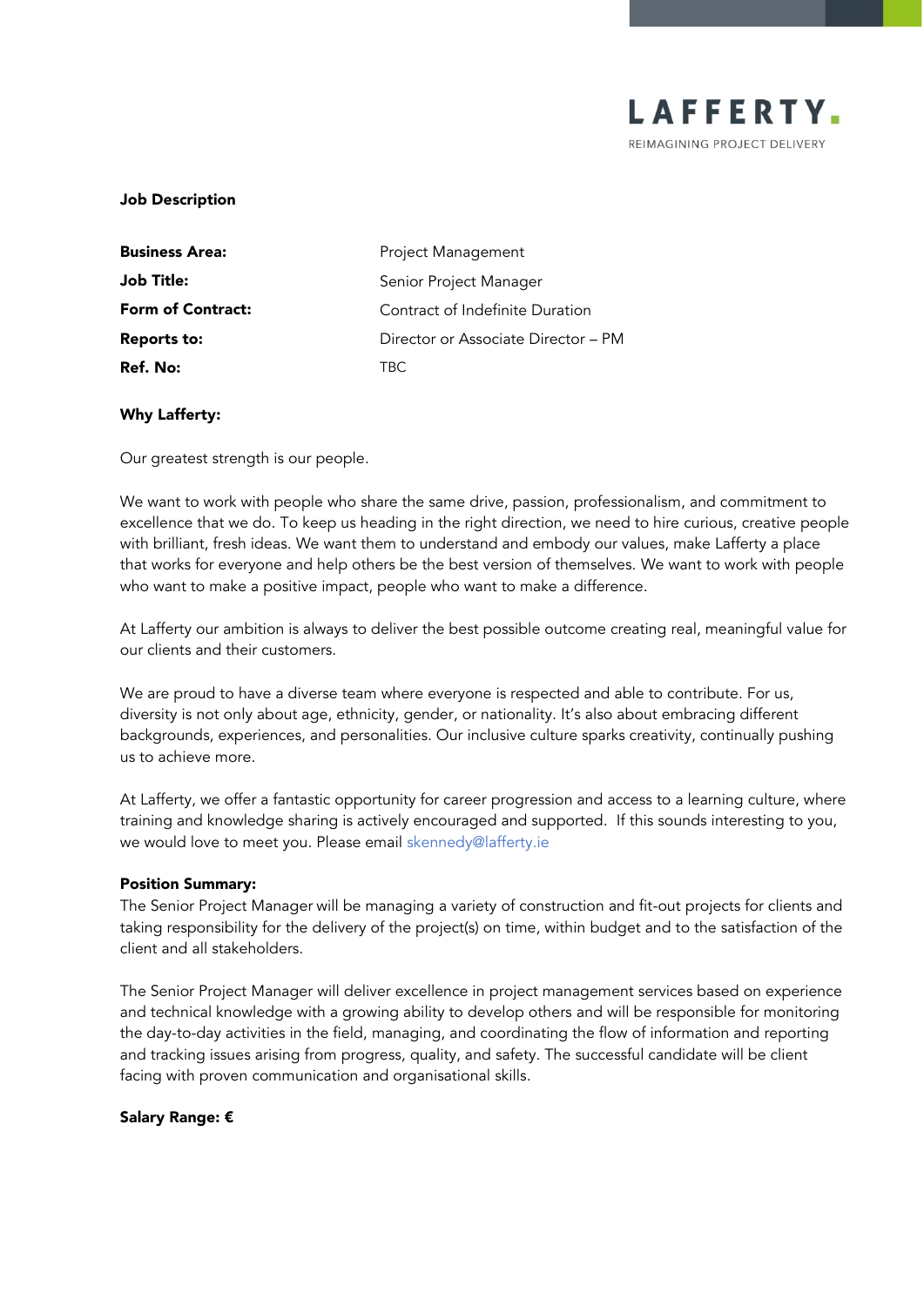LAFFERTY.

REIMAGINING PROJECT DELIVERY

**Job Description**

| | |
|---|---|
| **Business Area:** | Project Management |
| **Job Title:** | Senior Project Manager |
| **Form of Contract:** | Contract of Indefinite Duration |
| **Reports to:** | Director or Associate Director – PM |
| **Ref. No:** | TBC |

**Why Lafferty:**

Our greatest strength is our people.

We want to work with people who share the same drive, passion, professionalism, and commitment to excellence that we do. To keep us heading in the right direction, we need to hire curious, creative people with brilliant, fresh ideas. We want them to understand and embody our values, make Lafferty a place that works for everyone and help others be the best version of themselves. We want to work with people who want to make a positive impact, people who want to make a difference.

At Lafferty our ambition is always to deliver the best possible outcome creating real, meaningful value for our clients and their customers.

We are proud to have a diverse team where everyone is respected and able to contribute. For us, diversity is not only about age, ethnicity, gender, or nationality. It's also about embracing different backgrounds, experiences, and personalities. Our inclusive culture sparks creativity, continually pushing us to achieve more.

At Lafferty, we offer a fantastic opportunity for career progression and access to a learning culture, where training and knowledge sharing is actively encouraged and supported. If this sounds interesting to you, we would love to meet you. Please email skennedy@lafferty.ie

**Position Summary:**
The Senior Project Manager will be managing a variety of construction and fit-out projects for clients and taking responsibility for the delivery of the project(s) on time, within budget and to the satisfaction of the client and all stakeholders.

The Senior Project Manager will deliver excellence in project management services based on experience and technical knowledge with a growing ability to develop others and will be responsible for monitoring the day-to-day activities in the field, managing, and coordinating the flow of information and reporting and tracking issues arising from progress, quality, and safety. The successful candidate will be client facing with proven communication and organisational skills.

**Salary Range: €**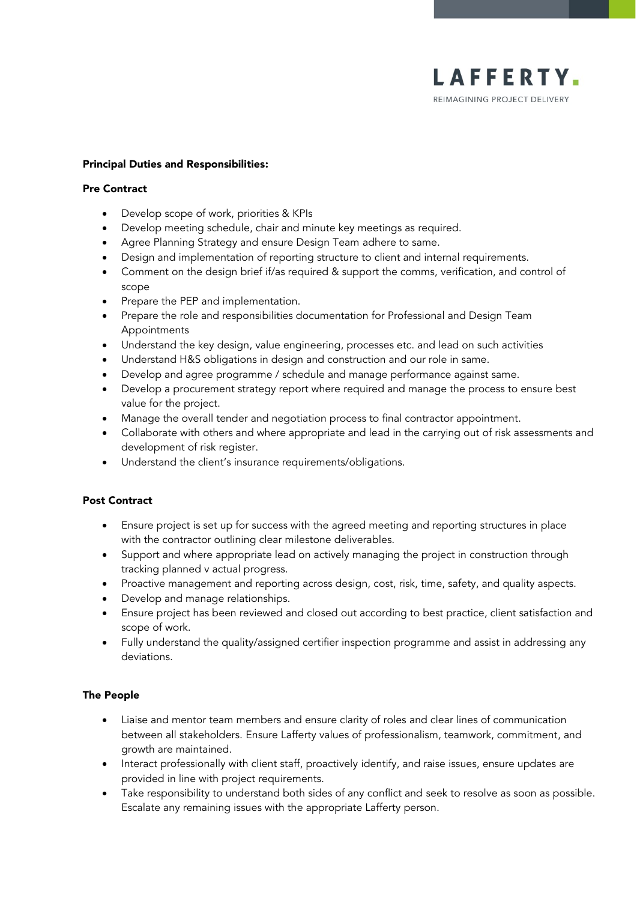**Principal Duties and Responsibilities:**

**Pre Contract**

- Develop scope of work, priorities & KPIs
- Develop meeting schedule, chair and minute key meetings as required.
- Agree Planning Strategy and ensure Design Team adhere to same.
- Design and implementation of reporting structure to client and internal requirements.
- Comment on the design brief if/as required & support the comms, verification, and control of scope
- Prepare the PEP and implementation.
- Prepare the role and responsibilities documentation for Professional and Design Team Appointments
- Understand the key design, value engineering, processes etc. and lead on such activities
- Understand H&S obligations in design and construction and our role in same.
- Develop and agree programme / schedule and manage performance against same.
- Develop a procurement strategy report where required and manage the process to ensure best value for the project.
- Manage the overall tender and negotiation process to final contractor appointment.
- Collaborate with others and where appropriate and lead in the carrying out of risk assessments and development of risk register.
- Understand the client's insurance requirements/obligations.

**Post Contract**

- Ensure project is set up for success with the agreed meeting and reporting structures in place with the contractor outlining clear milestone deliverables.
- Support and where appropriate lead on actively managing the project in construction through tracking planned v actual progress.
- Proactive management and reporting across design, cost, risk, time, safety, and quality aspects.
- Develop and manage relationships.
- Ensure project has been reviewed and closed out according to best practice, client satisfaction and scope of work.
- Fully understand the quality/assigned certifier inspection programme and assist in addressing any deviations.

**The People**

- Liaise and mentor team members and ensure clarity of roles and clear lines of communication between all stakeholders. Ensure Lafferty values of professionalism, teamwork, commitment, and growth are maintained.
- Interact professionally with client staff, proactively identify, and raise issues, ensure updates are provided in line with project requirements.
- Take responsibility to understand both sides of any conflict and seek to resolve as soon as possible. Escalate any remaining issues with the appropriate Lafferty person.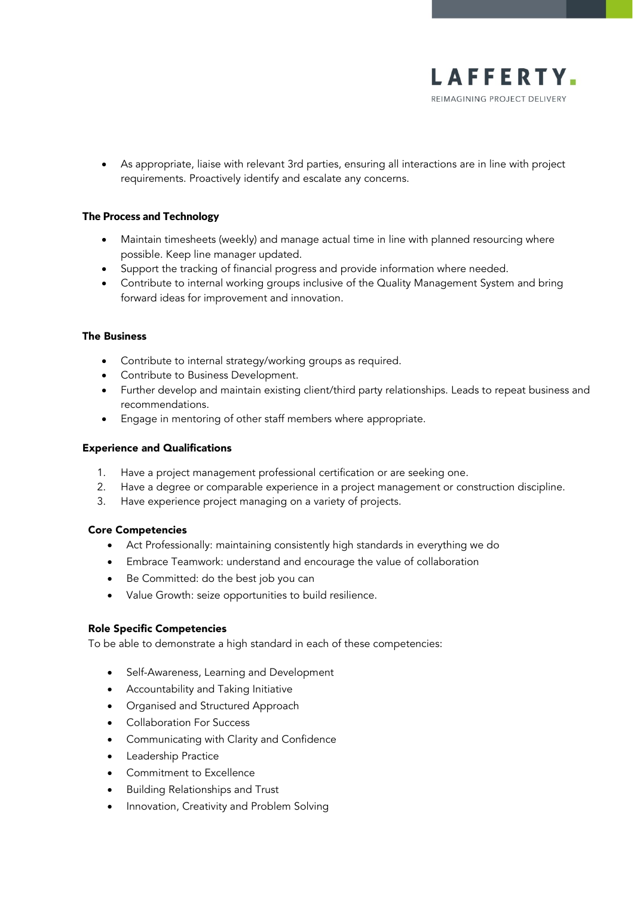- As appropriate, liaise with relevant 3rd parties, ensuring all interactions are in line with project requirements. Proactively identify and escalate any concerns.

**The Process and Technology**

- Maintain timesheets (weekly) and manage actual time in line with planned resourcing where possible. Keep line manager updated.
- Support the tracking of financial progress and provide information where needed.
- Contribute to internal working groups inclusive of the Quality Management System and bring forward ideas for improvement and innovation.

**The Business**

- Contribute to internal strategy/working groups as required.
- Contribute to Business Development.
- Further develop and maintain existing client/third party relationships. Leads to repeat business and recommendations.
- Engage in mentoring of other staff members where appropriate.

**Experience and Qualifications**

1. Have a project management professional certification or are seeking one.
2. Have a degree or comparable experience in a project management or construction discipline.
3. Have experience project managing on a variety of projects.

**Core Competencies**

- Act Professionally: maintaining consistently high standards in everything we do
- Embrace Teamwork: understand and encourage the value of collaboration
- Be Committed: do the best job you can
- Value Growth: seize opportunities to build resilience.

**Role Specific Competencies**

To be able to demonstrate a high standard in each of these competencies:

- Self-Awareness, Learning and Development
- Accountability and Taking Initiative
- Organised and Structured Approach
- Collaboration For Success
- Communicating with Clarity and Confidence
- Leadership Practice
- Commitment to Excellence
- Building Relationships and Trust
- Innovation, Creativity and Problem Solving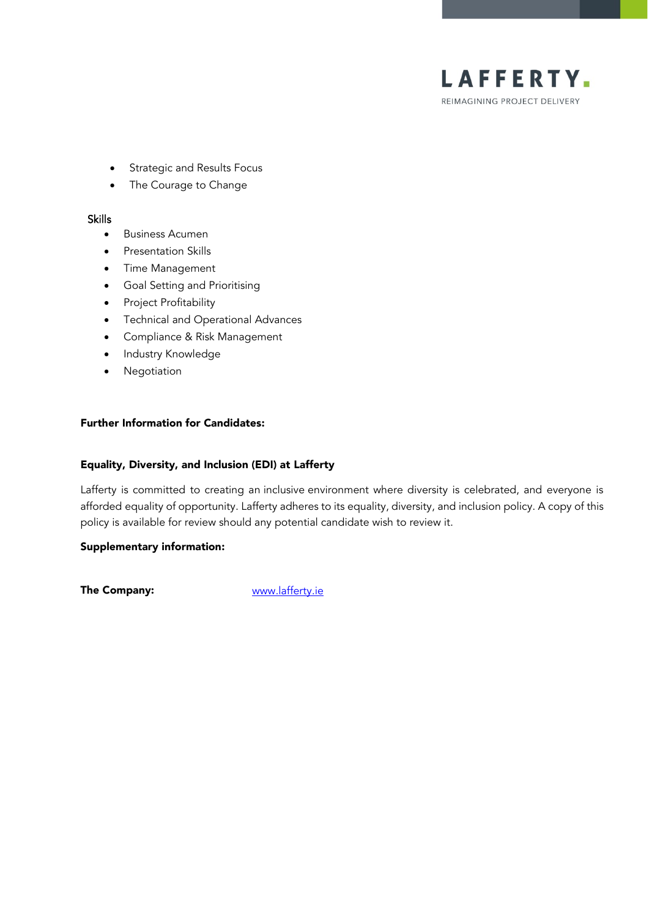- Strategic and Results Focus
- The Courage to Change

Skills

- Business Acumen
- Presentation Skills
- Time Management
- Goal Setting and Prioritising
- Project Profitability
- Technical and Operational Advances
- Compliance & Risk Management
- Industry Knowledge
- Negotiation

**Further Information for Candidates:**

**Equality, Diversity, and Inclusion (EDI) at Lafferty**

Lafferty is committed to creating an inclusive environment where diversity is celebrated, and everyone is afforded equality of opportunity. Lafferty adheres to its equality, diversity, and inclusion policy. A copy of this policy is available for review should any potential candidate wish to review it.

**Supplementary information:**

**The Company:** [www.lafferty.ie](http://www.lafferty.ie)